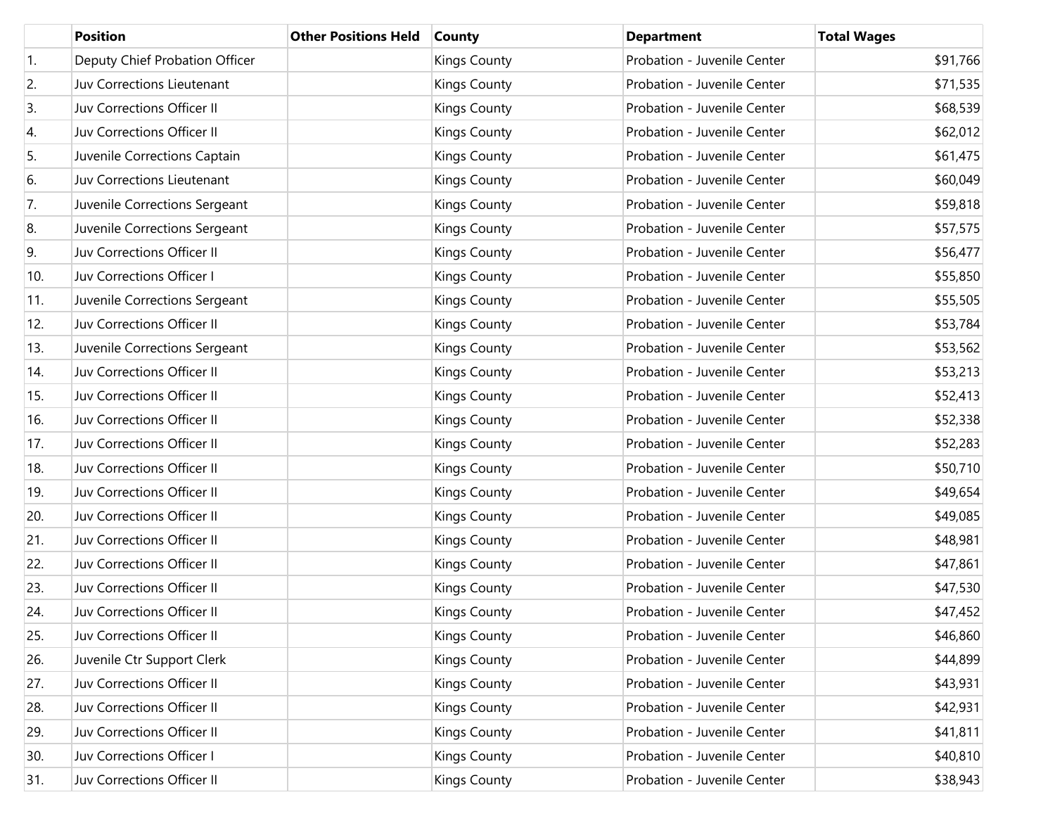| | Position | Other Positions Held | County | Department | Total Wages |
|---|---|---|---|---|---|
| 1. | Deputy Chief Probation Officer | | Kings County | Probation - Juvenile Center | $91,766 |
| 2. | Juv Corrections Lieutenant | | Kings County | Probation - Juvenile Center | $71,535 |
| 3. | Juv Corrections Officer II | | Kings County | Probation - Juvenile Center | $68,539 |
| 4. | Juv Corrections Officer II | | Kings County | Probation - Juvenile Center | $62,012 |
| 5. | Juvenile Corrections Captain | | Kings County | Probation - Juvenile Center | $61,475 |
| 6. | Juv Corrections Lieutenant | | Kings County | Probation - Juvenile Center | $60,049 |
| 7. | Juvenile Corrections Sergeant | | Kings County | Probation - Juvenile Center | $59,818 |
| 8. | Juvenile Corrections Sergeant | | Kings County | Probation - Juvenile Center | $57,575 |
| 9. | Juv Corrections Officer II | | Kings County | Probation - Juvenile Center | $56,477 |
| 10. | Juv Corrections Officer I | | Kings County | Probation - Juvenile Center | $55,850 |
| 11. | Juvenile Corrections Sergeant | | Kings County | Probation - Juvenile Center | $55,505 |
| 12. | Juv Corrections Officer II | | Kings County | Probation - Juvenile Center | $53,784 |
| 13. | Juvenile Corrections Sergeant | | Kings County | Probation - Juvenile Center | $53,562 |
| 14. | Juv Corrections Officer II | | Kings County | Probation - Juvenile Center | $53,213 |
| 15. | Juv Corrections Officer II | | Kings County | Probation - Juvenile Center | $52,413 |
| 16. | Juv Corrections Officer II | | Kings County | Probation - Juvenile Center | $52,338 |
| 17. | Juv Corrections Officer II | | Kings County | Probation - Juvenile Center | $52,283 |
| 18. | Juv Corrections Officer II | | Kings County | Probation - Juvenile Center | $50,710 |
| 19. | Juv Corrections Officer II | | Kings County | Probation - Juvenile Center | $49,654 |
| 20. | Juv Corrections Officer II | | Kings County | Probation - Juvenile Center | $49,085 |
| 21. | Juv Corrections Officer II | | Kings County | Probation - Juvenile Center | $48,981 |
| 22. | Juv Corrections Officer II | | Kings County | Probation - Juvenile Center | $47,861 |
| 23. | Juv Corrections Officer II | | Kings County | Probation - Juvenile Center | $47,530 |
| 24. | Juv Corrections Officer II | | Kings County | Probation - Juvenile Center | $47,452 |
| 25. | Juv Corrections Officer II | | Kings County | Probation - Juvenile Center | $46,860 |
| 26. | Juvenile Ctr Support Clerk | | Kings County | Probation - Juvenile Center | $44,899 |
| 27. | Juv Corrections Officer II | | Kings County | Probation - Juvenile Center | $43,931 |
| 28. | Juv Corrections Officer II | | Kings County | Probation - Juvenile Center | $42,931 |
| 29. | Juv Corrections Officer II | | Kings County | Probation - Juvenile Center | $41,811 |
| 30. | Juv Corrections Officer I | | Kings County | Probation - Juvenile Center | $40,810 |
| 31. | Juv Corrections Officer II | | Kings County | Probation - Juvenile Center | $38,943 |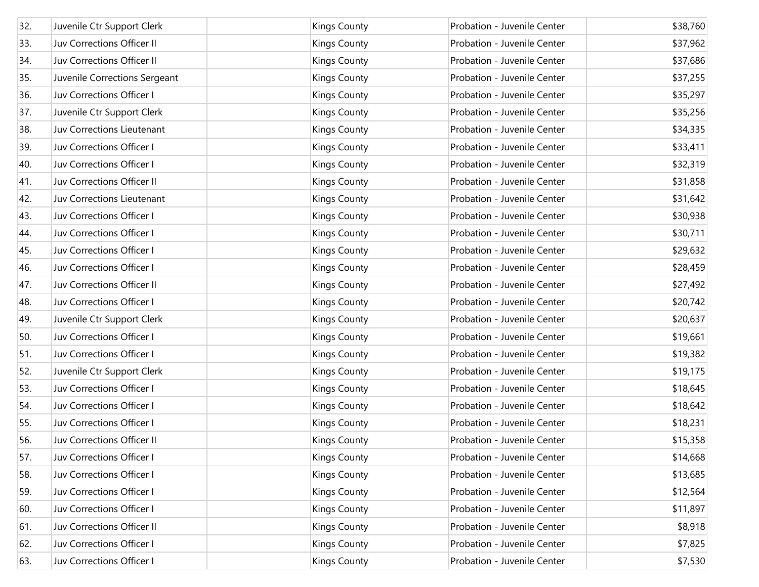| | | | | | |
|---|---|---|---|---|---|
| 32. | Juvenile Ctr Support Clerk | | Kings County | Probation - Juvenile Center | $38,760 |
| 33. | Juv Corrections Officer II | | Kings County | Probation - Juvenile Center | $37,962 |
| 34. | Juv Corrections Officer II | | Kings County | Probation - Juvenile Center | $37,686 |
| 35. | Juvenile Corrections Sergeant | | Kings County | Probation - Juvenile Center | $37,255 |
| 36. | Juv Corrections Officer I | | Kings County | Probation - Juvenile Center | $35,297 |
| 37. | Juvenile Ctr Support Clerk | | Kings County | Probation - Juvenile Center | $35,256 |
| 38. | Juv Corrections Lieutenant | | Kings County | Probation - Juvenile Center | $34,335 |
| 39. | Juv Corrections Officer I | | Kings County | Probation - Juvenile Center | $33,411 |
| 40. | Juv Corrections Officer I | | Kings County | Probation - Juvenile Center | $32,319 |
| 41. | Juv Corrections Officer II | | Kings County | Probation - Juvenile Center | $31,858 |
| 42. | Juv Corrections Lieutenant | | Kings County | Probation - Juvenile Center | $31,642 |
| 43. | Juv Corrections Officer I | | Kings County | Probation - Juvenile Center | $30,938 |
| 44. | Juv Corrections Officer I | | Kings County | Probation - Juvenile Center | $30,711 |
| 45. | Juv Corrections Officer I | | Kings County | Probation - Juvenile Center | $29,632 |
| 46. | Juv Corrections Officer I | | Kings County | Probation - Juvenile Center | $28,459 |
| 47. | Juv Corrections Officer II | | Kings County | Probation - Juvenile Center | $27,492 |
| 48. | Juv Corrections Officer I | | Kings County | Probation - Juvenile Center | $20,742 |
| 49. | Juvenile Ctr Support Clerk | | Kings County | Probation - Juvenile Center | $20,637 |
| 50. | Juv Corrections Officer I | | Kings County | Probation - Juvenile Center | $19,661 |
| 51. | Juv Corrections Officer I | | Kings County | Probation - Juvenile Center | $19,382 |
| 52. | Juvenile Ctr Support Clerk | | Kings County | Probation - Juvenile Center | $19,175 |
| 53. | Juv Corrections Officer I | | Kings County | Probation - Juvenile Center | $18,645 |
| 54. | Juv Corrections Officer I | | Kings County | Probation - Juvenile Center | $18,642 |
| 55. | Juv Corrections Officer I | | Kings County | Probation - Juvenile Center | $18,231 |
| 56. | Juv Corrections Officer II | | Kings County | Probation - Juvenile Center | $15,358 |
| 57. | Juv Corrections Officer I | | Kings County | Probation - Juvenile Center | $14,668 |
| 58. | Juv Corrections Officer I | | Kings County | Probation - Juvenile Center | $13,685 |
| 59. | Juv Corrections Officer I | | Kings County | Probation - Juvenile Center | $12,564 |
| 60. | Juv Corrections Officer I | | Kings County | Probation - Juvenile Center | $11,897 |
| 61. | Juv Corrections Officer II | | Kings County | Probation - Juvenile Center | $8,918 |
| 62. | Juv Corrections Officer I | | Kings County | Probation - Juvenile Center | $7,825 |
| 63. | Juv Corrections Officer I | | Kings County | Probation - Juvenile Center | $7,530 |